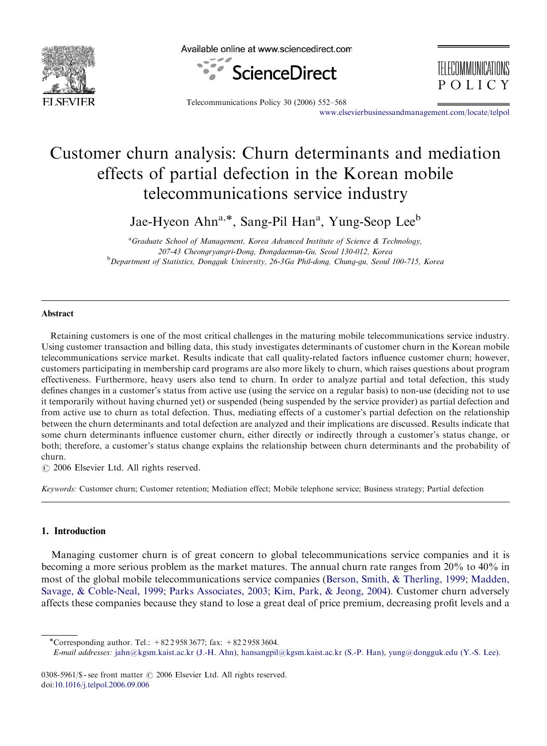# Customer churn analysis: Churn determinants and mediation effects of partial defection in the Korean mobile telecommunications service industry

Jae-Hyeon Ahn[a,*], Sang-Pil Han[a], Yung-Seop Lee[b]

[a]*Graduate School of Management, Korea Advanced Institute of Science & Technology, 207-43 Cheongryangri-Dong, Dongdaemun-Gu, Seoul 130-012, Korea*

[b]*Department of Statistics, Dongguk University, 26-3Ga Phil-dong, Chung-gu, Seoul 100-715, Korea*

---

## Abstract

Retaining customers is one of the most critical challenges in the maturing mobile telecommunications service industry. Using customer transaction and billing data, this study investigates determinants of customer churn in the Korean mobile telecommunications service market. Results indicate that call quality-related factors influence customer churn; however, customers participating in membership card programs are also more likely to churn, which raises questions about program effectiveness. Furthermore, heavy users also tend to churn. In order to analyze partial and total defection, this study defines changes in a customer's status from active use (using the service on a regular basis) to non-use (deciding not to use it temporarily without having churned yet) or suspended (being suspended by the service provider) as partial defection and from active use to churn as total defection. Thus, mediating effects of a customer's partial defection on the relationship between the churn determinants and total defection are analyzed and their implications are discussed. Results indicate that some churn determinants influence customer churn, either directly or indirectly through a customer's status change, or both; therefore, a customer's status change explains the relationship between churn determinants and the probability of churn.

© 2006 Elsevier Ltd. All rights reserved.

*Keywords:* Customer churn; Customer retention; Mediation effect; Mobile telephone service; Business strategy; Partial defection

---

## 1. Introduction

Managing customer churn is of great concern to global telecommunications service companies and it is becoming a more serious problem as the market matures. The annual churn rate ranges from 20% to 40% in most of the global mobile telecommunications service companies (Berson, Smith, & Therling, 1999; Madden, Savage, & Coble-Neal, 1999; Parks Associates, 2003; Kim, Park, & Jeong, 2004). Customer churn adversely affects these companies because they stand to lose a great deal of price premium, decreasing profit levels and a

---

*Corresponding author. Tel.: +82 2 958 3677; fax: +82 2 958 3604.

*E-mail addresses:* jahn@kgsm.kaist.ac.kr (J.-H. Ahn), hansangpil@kgsm.kaist.ac.kr (S.-P. Han), yung@dongguk.edu (Y.-S. Lee).

0308-5961/$ - see front matter © 2006 Elsevier Ltd. All rights reserved.
doi:10.1016/j.telpol.2006.09.006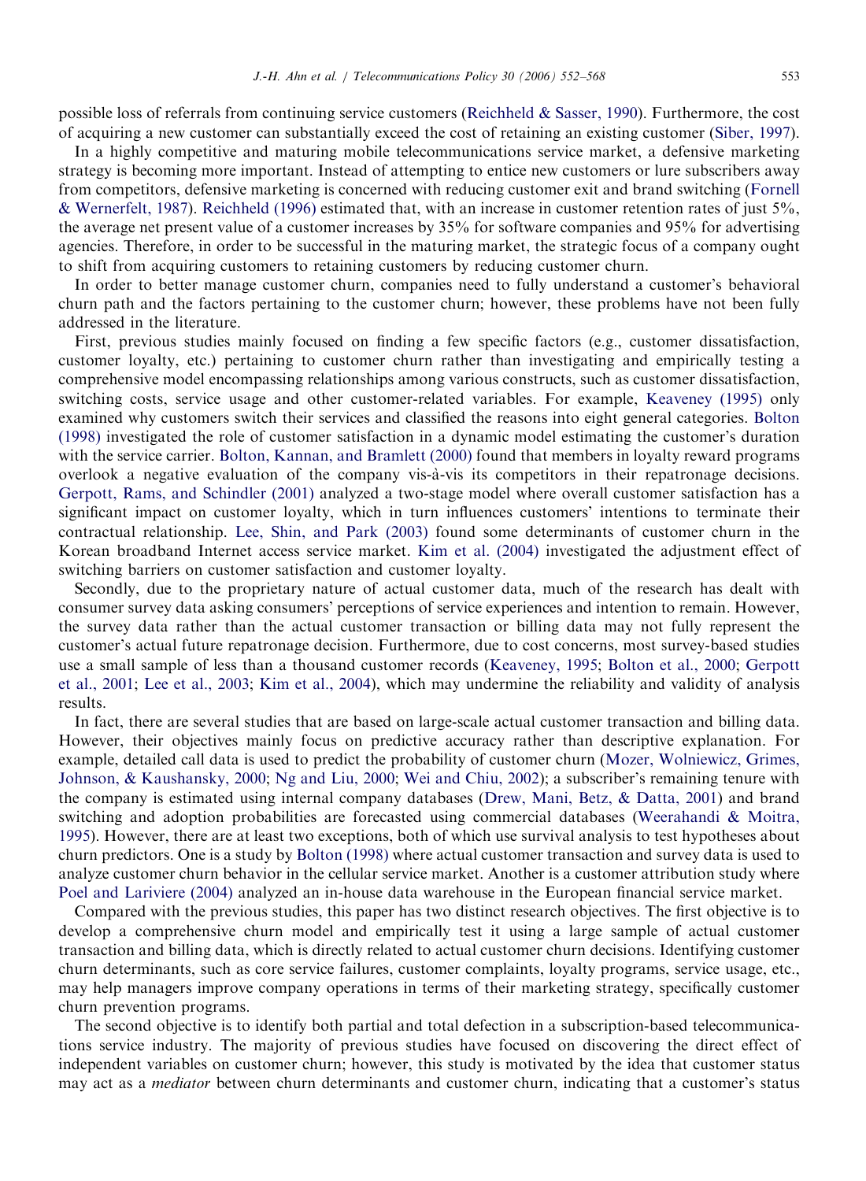possible loss of referrals from continuing service customers (Reichheld & Sasser, 1990). Furthermore, the cost of acquiring a new customer can substantially exceed the cost of retaining an existing customer (Siber, 1997).

In a highly competitive and maturing mobile telecommunications service market, a defensive marketing strategy is becoming more important. Instead of attempting to entice new customers or lure subscribers away from competitors, defensive marketing is concerned with reducing customer exit and brand switching (Fornell & Wernerfelt, 1987). Reichheld (1996) estimated that, with an increase in customer retention rates of just 5%, the average net present value of a customer increases by 35% for software companies and 95% for advertising agencies. Therefore, in order to be successful in the maturing market, the strategic focus of a company ought to shift from acquiring customers to retaining customers by reducing customer churn.

In order to better manage customer churn, companies need to fully understand a customer's behavioral churn path and the factors pertaining to the customer churn; however, these problems have not been fully addressed in the literature.

First, previous studies mainly focused on finding a few specific factors (e.g., customer dissatisfaction, customer loyalty, etc.) pertaining to customer churn rather than investigating and empirically testing a comprehensive model encompassing relationships among various constructs, such as customer dissatisfaction, switching costs, service usage and other customer-related variables. For example, Keaveney (1995) only examined why customers switch their services and classified the reasons into eight general categories. Bolton (1998) investigated the role of customer satisfaction in a dynamic model estimating the customer's duration with the service carrier. Bolton, Kannan, and Bramlett (2000) found that members in loyalty reward programs overlook a negative evaluation of the company vis-à-vis its competitors in their repatronage decisions. Gerpott, Rams, and Schindler (2001) analyzed a two-stage model where overall customer satisfaction has a significant impact on customer loyalty, which in turn influences customers' intentions to terminate their contractual relationship. Lee, Shin, and Park (2003) found some determinants of customer churn in the Korean broadband Internet access service market. Kim et al. (2004) investigated the adjustment effect of switching barriers on customer satisfaction and customer loyalty.

Secondly, due to the proprietary nature of actual customer data, much of the research has dealt with consumer survey data asking consumers' perceptions of service experiences and intention to remain. However, the survey data rather than the actual customer transaction or billing data may not fully represent the customer's actual future repatronage decision. Furthermore, due to cost concerns, most survey-based studies use a small sample of less than a thousand customer records (Keaveney, 1995; Bolton et al., 2000; Gerpott et al., 2001; Lee et al., 2003; Kim et al., 2004), which may undermine the reliability and validity of analysis results.

In fact, there are several studies that are based on large-scale actual customer transaction and billing data. However, their objectives mainly focus on predictive accuracy rather than descriptive explanation. For example, detailed call data is used to predict the probability of customer churn (Mozer, Wolniewicz, Grimes, Johnson, & Kaushansky, 2000; Ng and Liu, 2000; Wei and Chiu, 2002); a subscriber's remaining tenure with the company is estimated using internal company databases (Drew, Mani, Betz, & Datta, 2001) and brand switching and adoption probabilities are forecasted using commercial databases (Weerahandi & Moitra, 1995). However, there are at least two exceptions, both of which use survival analysis to test hypotheses about churn predictors. One is a study by Bolton (1998) where actual customer transaction and survey data is used to analyze customer churn behavior in the cellular service market. Another is a customer attribution study where Poel and Lariviere (2004) analyzed an in-house data warehouse in the European financial service market.

Compared with the previous studies, this paper has two distinct research objectives. The first objective is to develop a comprehensive churn model and empirically test it using a large sample of actual customer transaction and billing data, which is directly related to actual customer churn decisions. Identifying customer churn determinants, such as core service failures, customer complaints, loyalty programs, service usage, etc., may help managers improve company operations in terms of their marketing strategy, specifically customer churn prevention programs.

The second objective is to identify both partial and total defection in a subscription-based telecommunications service industry. The majority of previous studies have focused on discovering the direct effect of independent variables on customer churn; however, this study is motivated by the idea that customer status may act as a *mediator* between churn determinants and customer churn, indicating that a customer's status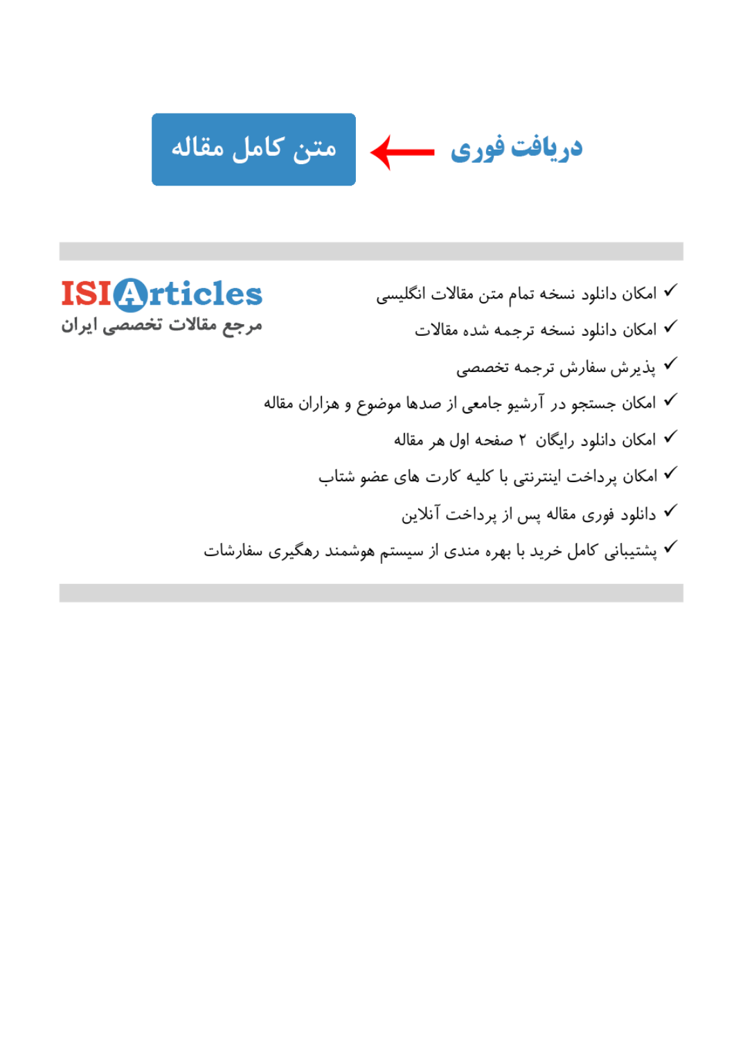**دریافت فوری** ← **متن کامل مقاله**

**ISIArticles**
مرجع مقالات تخصصی ایران

- ✓ امکان دانلود نسخه تمام متن مقالات انگلیسی
- ✓ امکان دانلود نسخه ترجمه شده مقالات
- ✓ پذیرش سفارش ترجمه تخصصی
- ✓ امکان جستجو در آرشیو جامعی از صدها موضوع و هزاران مقاله
- ✓ امکان دانلود رایگان ۲ صفحه اول هر مقاله
- ✓ امکان پرداخت اینترنتی با کلیه کارت های عضو شتاب
- ✓ دانلود فوری مقاله پس از پرداخت آنلاین
- ✓ پشتیبانی کامل خرید با بهره مندی از سیستم هوشمند رهگیری سفارشات